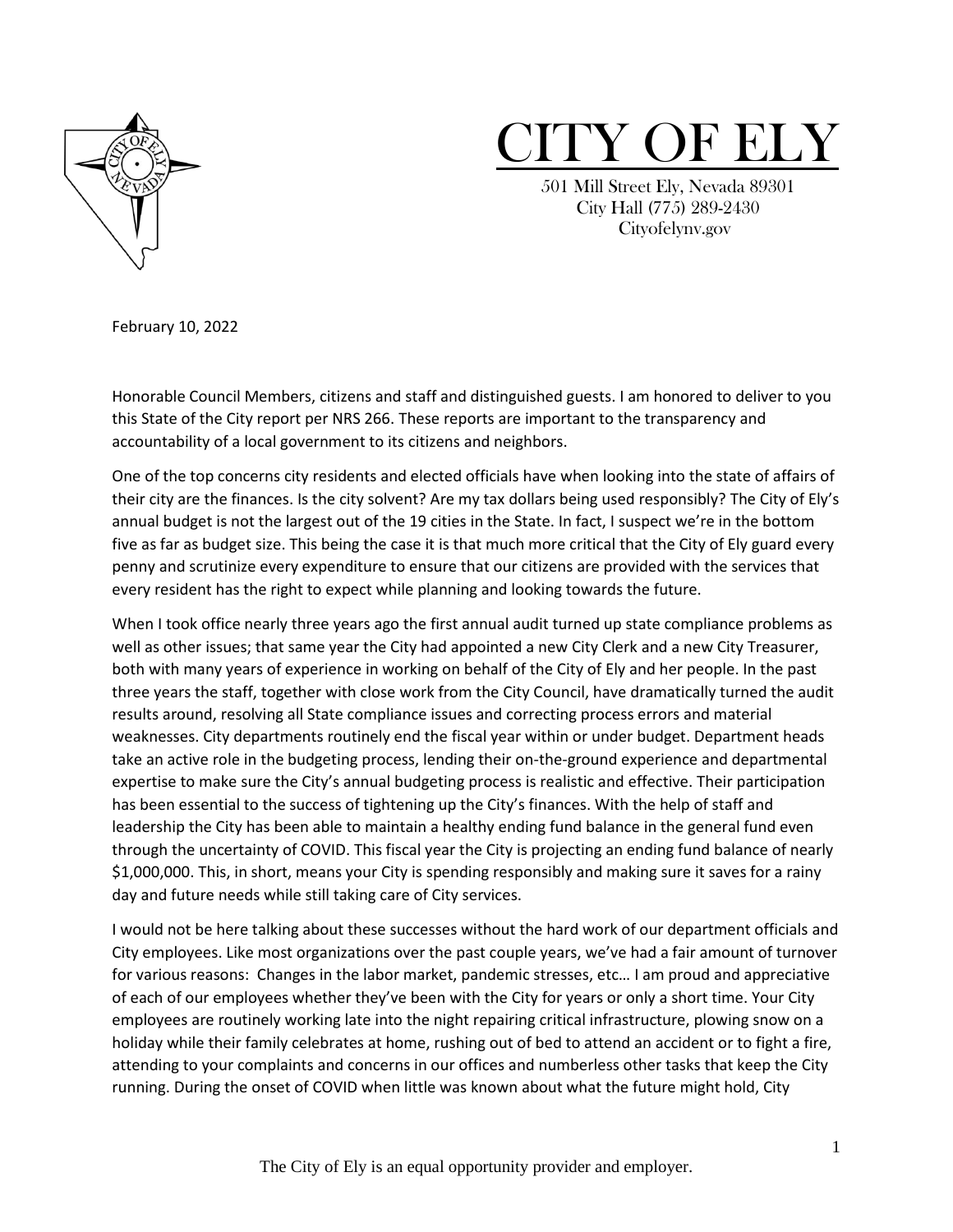# CITY OF ELY

501 Mill Street Ely, Nevada 89301
City Hall (775) 289-2430
Cityofelynv.gov

February 10, 2022

Honorable Council Members, citizens and staff and distinguished guests. I am honored to deliver to you this State of the City report per NRS 266. These reports are important to the transparency and accountability of a local government to its citizens and neighbors.

One of the top concerns city residents and elected officials have when looking into the state of affairs of their city are the finances. Is the city solvent? Are my tax dollars being used responsibly? The City of Ely's annual budget is not the largest out of the 19 cities in the State. In fact, I suspect we're in the bottom five as far as budget size. This being the case it is that much more critical that the City of Ely guard every penny and scrutinize every expenditure to ensure that our citizens are provided with the services that every resident has the right to expect while planning and looking towards the future.

When I took office nearly three years ago the first annual audit turned up state compliance problems as well as other issues; that same year the City had appointed a new City Clerk and a new City Treasurer, both with many years of experience in working on behalf of the City of Ely and her people. In the past three years the staff, together with close work from the City Council, have dramatically turned the audit results around, resolving all State compliance issues and correcting process errors and material weaknesses. City departments routinely end the fiscal year within or under budget. Department heads take an active role in the budgeting process, lending their on-the-ground experience and departmental expertise to make sure the City's annual budgeting process is realistic and effective. Their participation has been essential to the success of tightening up the City's finances. With the help of staff and leadership the City has been able to maintain a healthy ending fund balance in the general fund even through the uncertainty of COVID. This fiscal year the City is projecting an ending fund balance of nearly $1,000,000. This, in short, means your City is spending responsibly and making sure it saves for a rainy day and future needs while still taking care of City services.

I would not be here talking about these successes without the hard work of our department officials and City employees. Like most organizations over the past couple years, we've had a fair amount of turnover for various reasons: Changes in the labor market, pandemic stresses, etc… I am proud and appreciative of each of our employees whether they've been with the City for years or only a short time. Your City employees are routinely working late into the night repairing critical infrastructure, plowing snow on a holiday while their family celebrates at home, rushing out of bed to attend an accident or to fight a fire, attending to your complaints and concerns in our offices and numberless other tasks that keep the City running. During the onset of COVID when little was known about what the future might hold, City

The City of Ely is an equal opportunity provider and employer.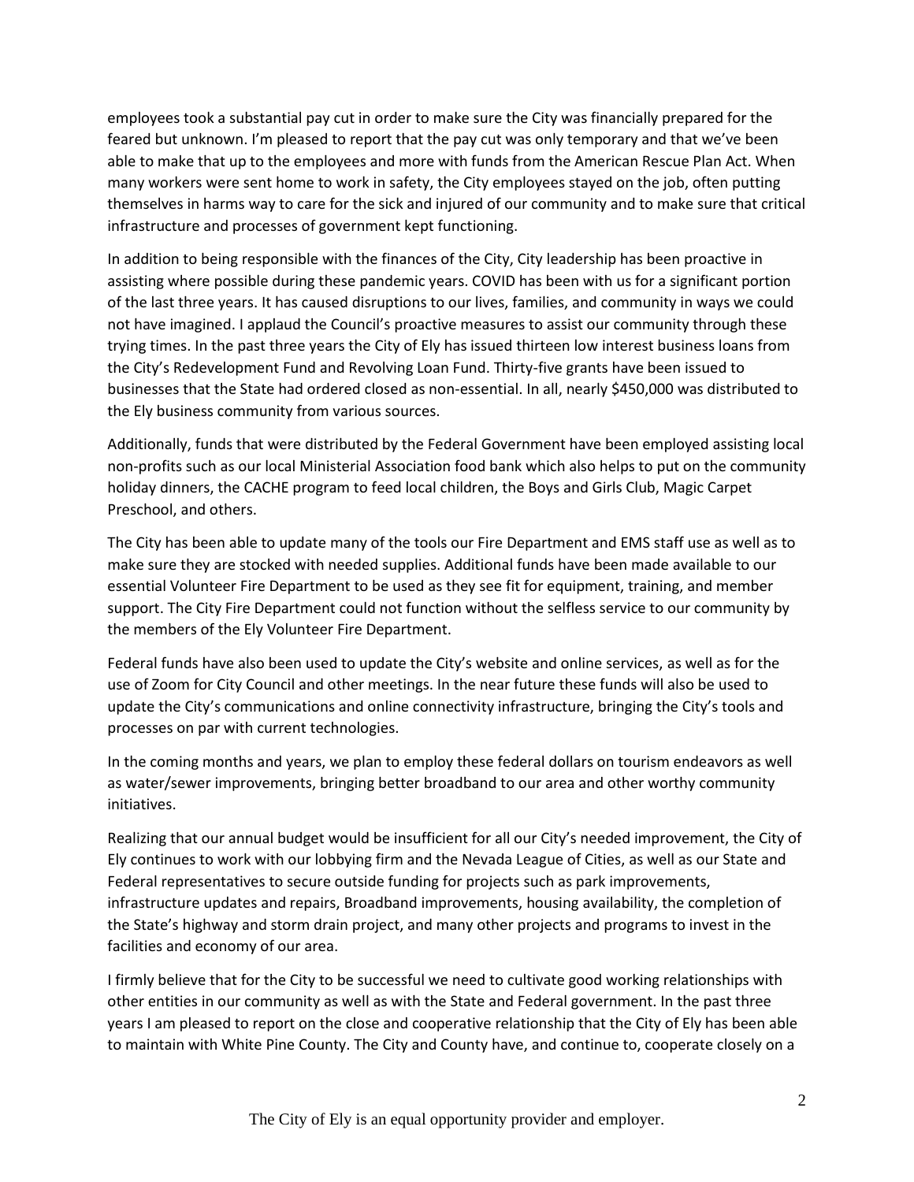employees took a substantial pay cut in order to make sure the City was financially prepared for the feared but unknown. I'm pleased to report that the pay cut was only temporary and that we've been able to make that up to the employees and more with funds from the American Rescue Plan Act. When many workers were sent home to work in safety, the City employees stayed on the job, often putting themselves in harms way to care for the sick and injured of our community and to make sure that critical infrastructure and processes of government kept functioning.

In addition to being responsible with the finances of the City, City leadership has been proactive in assisting where possible during these pandemic years. COVID has been with us for a significant portion of the last three years. It has caused disruptions to our lives, families, and community in ways we could not have imagined. I applaud the Council's proactive measures to assist our community through these trying times. In the past three years the City of Ely has issued thirteen low interest business loans from the City's Redevelopment Fund and Revolving Loan Fund. Thirty-five grants have been issued to businesses that the State had ordered closed as non-essential. In all, nearly $450,000 was distributed to the Ely business community from various sources.

Additionally, funds that were distributed by the Federal Government have been employed assisting local non-profits such as our local Ministerial Association food bank which also helps to put on the community holiday dinners, the CACHE program to feed local children, the Boys and Girls Club, Magic Carpet Preschool, and others.

The City has been able to update many of the tools our Fire Department and EMS staff use as well as to make sure they are stocked with needed supplies. Additional funds have been made available to our essential Volunteer Fire Department to be used as they see fit for equipment, training, and member support. The City Fire Department could not function without the selfless service to our community by the members of the Ely Volunteer Fire Department.

Federal funds have also been used to update the City's website and online services, as well as for the use of Zoom for City Council and other meetings. In the near future these funds will also be used to update the City's communications and online connectivity infrastructure, bringing the City's tools and processes on par with current technologies.

In the coming months and years, we plan to employ these federal dollars on tourism endeavors as well as water/sewer improvements, bringing better broadband to our area and other worthy community initiatives.

Realizing that our annual budget would be insufficient for all our City's needed improvement, the City of Ely continues to work with our lobbying firm and the Nevada League of Cities, as well as our State and Federal representatives to secure outside funding for projects such as park improvements, infrastructure updates and repairs, Broadband improvements, housing availability, the completion of the State's highway and storm drain project, and many other projects and programs to invest in the facilities and economy of our area.

I firmly believe that for the City to be successful we need to cultivate good working relationships with other entities in our community as well as with the State and Federal government. In the past three years I am pleased to report on the close and cooperative relationship that the City of Ely has been able to maintain with White Pine County. The City and County have, and continue to, cooperate closely on a

The City of Ely is an equal opportunity provider and employer.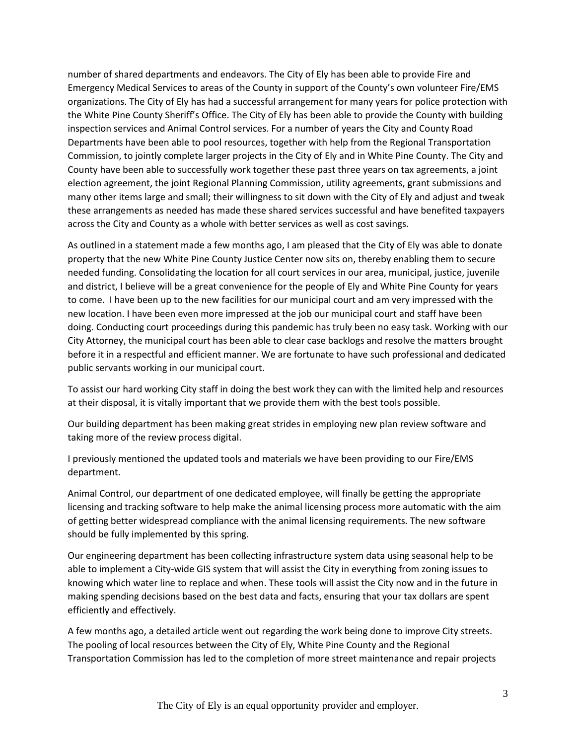number of shared departments and endeavors. The City of Ely has been able to provide Fire and Emergency Medical Services to areas of the County in support of the County's own volunteer Fire/EMS organizations. The City of Ely has had a successful arrangement for many years for police protection with the White Pine County Sheriff's Office. The City of Ely has been able to provide the County with building inspection services and Animal Control services. For a number of years the City and County Road Departments have been able to pool resources, together with help from the Regional Transportation Commission, to jointly complete larger projects in the City of Ely and in White Pine County. The City and County have been able to successfully work together these past three years on tax agreements, a joint election agreement, the joint Regional Planning Commission, utility agreements, grant submissions and many other items large and small; their willingness to sit down with the City of Ely and adjust and tweak these arrangements as needed has made these shared services successful and have benefited taxpayers across the City and County as a whole with better services as well as cost savings.

As outlined in a statement made a few months ago, I am pleased that the City of Ely was able to donate property that the new White Pine County Justice Center now sits on, thereby enabling them to secure needed funding. Consolidating the location for all court services in our area, municipal, justice, juvenile and district, I believe will be a great convenience for the people of Ely and White Pine County for years to come. I have been up to the new facilities for our municipal court and am very impressed with the new location. I have been even more impressed at the job our municipal court and staff have been doing. Conducting court proceedings during this pandemic has truly been no easy task. Working with our City Attorney, the municipal court has been able to clear case backlogs and resolve the matters brought before it in a respectful and efficient manner. We are fortunate to have such professional and dedicated public servants working in our municipal court.

To assist our hard working City staff in doing the best work they can with the limited help and resources at their disposal, it is vitally important that we provide them with the best tools possible.

Our building department has been making great strides in employing new plan review software and taking more of the review process digital.

I previously mentioned the updated tools and materials we have been providing to our Fire/EMS department.

Animal Control, our department of one dedicated employee, will finally be getting the appropriate licensing and tracking software to help make the animal licensing process more automatic with the aim of getting better widespread compliance with the animal licensing requirements. The new software should be fully implemented by this spring.

Our engineering department has been collecting infrastructure system data using seasonal help to be able to implement a City-wide GIS system that will assist the City in everything from zoning issues to knowing which water line to replace and when. These tools will assist the City now and in the future in making spending decisions based on the best data and facts, ensuring that your tax dollars are spent efficiently and effectively.

A few months ago, a detailed article went out regarding the work being done to improve City streets. The pooling of local resources between the City of Ely, White Pine County and the Regional Transportation Commission has led to the completion of more street maintenance and repair projects

The City of Ely is an equal opportunity provider and employer.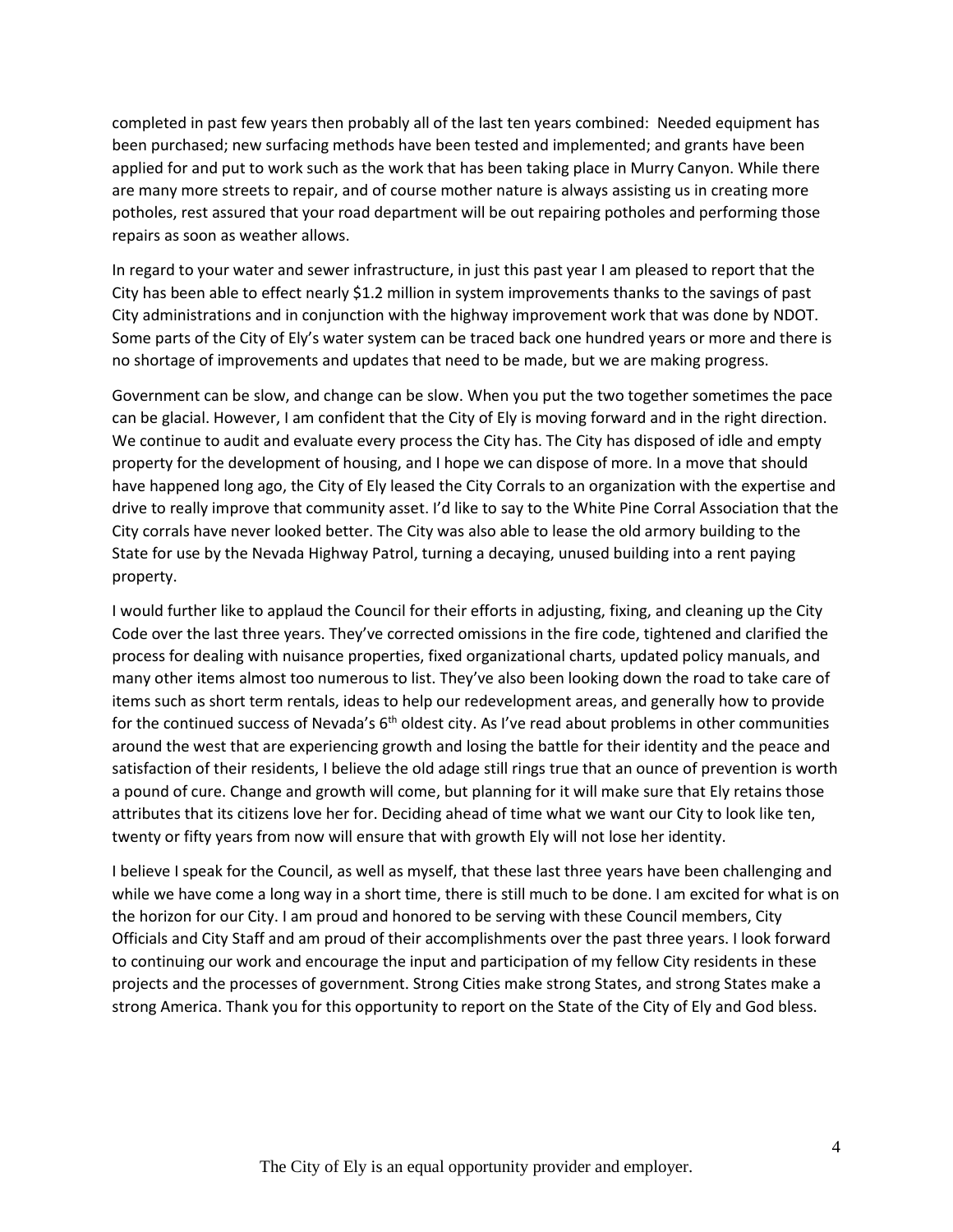completed in past few years then probably all of the last ten years combined: Needed equipment has been purchased; new surfacing methods have been tested and implemented; and grants have been applied for and put to work such as the work that has been taking place in Murry Canyon. While there are many more streets to repair, and of course mother nature is always assisting us in creating more potholes, rest assured that your road department will be out repairing potholes and performing those repairs as soon as weather allows.

In regard to your water and sewer infrastructure, in just this past year I am pleased to report that the City has been able to effect nearly $1.2 million in system improvements thanks to the savings of past City administrations and in conjunction with the highway improvement work that was done by NDOT. Some parts of the City of Ely's water system can be traced back one hundred years or more and there is no shortage of improvements and updates that need to be made, but we are making progress.

Government can be slow, and change can be slow. When you put the two together sometimes the pace can be glacial. However, I am confident that the City of Ely is moving forward and in the right direction. We continue to audit and evaluate every process the City has. The City has disposed of idle and empty property for the development of housing, and I hope we can dispose of more. In a move that should have happened long ago, the City of Ely leased the City Corrals to an organization with the expertise and drive to really improve that community asset. I'd like to say to the White Pine Corral Association that the City corrals have never looked better. The City was also able to lease the old armory building to the State for use by the Nevada Highway Patrol, turning a decaying, unused building into a rent paying property.

I would further like to applaud the Council for their efforts in adjusting, fixing, and cleaning up the City Code over the last three years. They've corrected omissions in the fire code, tightened and clarified the process for dealing with nuisance properties, fixed organizational charts, updated policy manuals, and many other items almost too numerous to list. They've also been looking down the road to take care of items such as short term rentals, ideas to help our redevelopment areas, and generally how to provide for the continued success of Nevada's 6th oldest city. As I've read about problems in other communities around the west that are experiencing growth and losing the battle for their identity and the peace and satisfaction of their residents, I believe the old adage still rings true that an ounce of prevention is worth a pound of cure. Change and growth will come, but planning for it will make sure that Ely retains those attributes that its citizens love her for. Deciding ahead of time what we want our City to look like ten, twenty or fifty years from now will ensure that with growth Ely will not lose her identity.

I believe I speak for the Council, as well as myself, that these last three years have been challenging and while we have come a long way in a short time, there is still much to be done. I am excited for what is on the horizon for our City. I am proud and honored to be serving with these Council members, City Officials and City Staff and am proud of their accomplishments over the past three years. I look forward to continuing our work and encourage the input and participation of my fellow City residents in these projects and the processes of government. Strong Cities make strong States, and strong States make a strong America. Thank you for this opportunity to report on the State of the City of Ely and God bless.